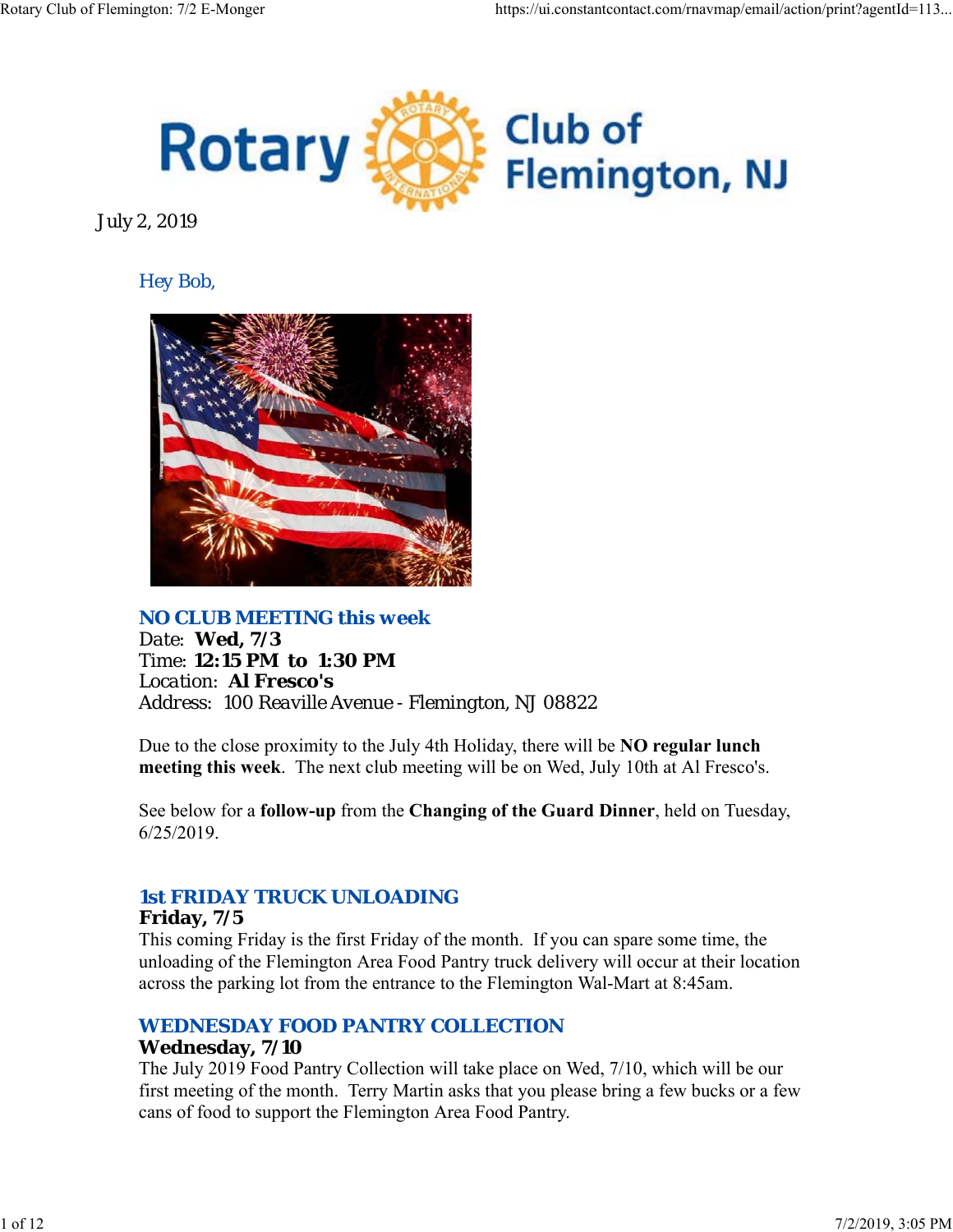# Rotary Club of Flemington, NJ

July 2, 2019

Hey Bob,

## NO CLUB MEETING this week

Date: **Wed, 7/3**
Time: **12:15 PM to 1:30 PM**
Location: **Al Fresco's**
Address: 100 Reaville Avenue - Flemington, NJ 08822

Due to the close proximity to the July 4th Holiday, there will be **NO regular lunch meeting this week**. The next club meeting will be on Wed, July 10th at Al Fresco's.

See below for a **follow-up** from the **Changing of the Guard Dinner**, held on Tuesday, 6/25/2019.

## 1st FRIDAY TRUCK UNLOADING

**Friday, 7/5**
This coming Friday is the first Friday of the month. If you can spare some time, the unloading of the Flemington Area Food Pantry truck delivery will occur at their location across the parking lot from the entrance to the Flemington Wal-Mart at 8:45am.

## WEDNESDAY FOOD PANTRY COLLECTION

**Wednesday, 7/10**
The July 2019 Food Pantry Collection will take place on Wed, 7/10, which will be our first meeting of the month. Terry Martin asks that you please bring a few bucks or a few cans of food to support the Flemington Area Food Pantry.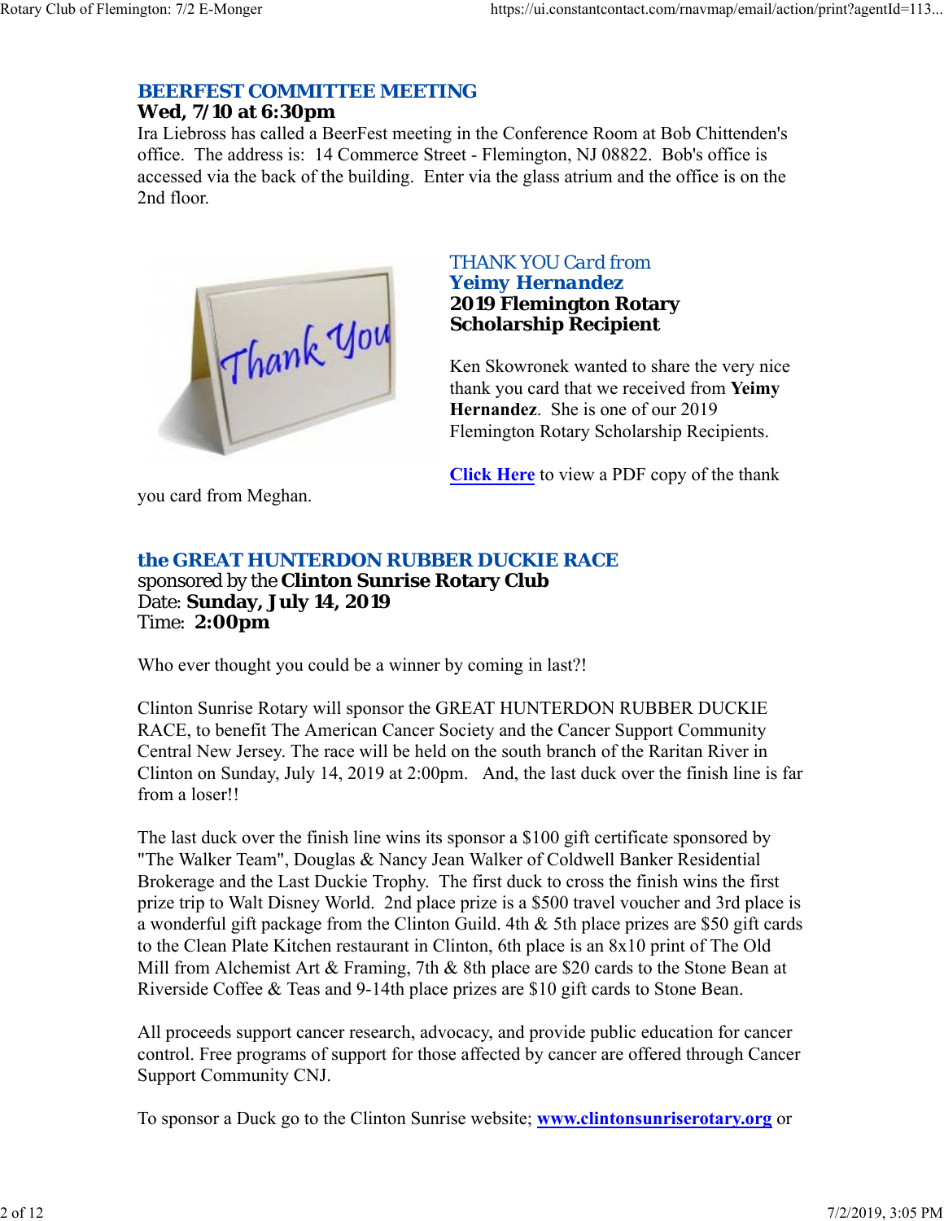## BEERFEST COMMITTEE MEETING

**Wed, 7/10 at 6:30pm**

Ira Liebross has called a BeerFest meeting in the Conference Room at Bob Chittenden's office. The address is: 14 Commerce Street - Flemington, NJ 08822. Bob's office is accessed via the back of the building. Enter via the glass atrium and the office is on the 2nd floor.

## THANK YOU Card from Yeimy Hernandez

**2019 Flemington Rotary Scholarship Recipient**

Ken Skowronek wanted to share the very nice thank you card that we received from **Yeimy Hernandez**. She is one of our 2019 Flemington Rotary Scholarship Recipients.

**Click Here** to view a PDF copy of the thank you card from Meghan.

## the GREAT HUNTERDON RUBBER DUCKIE RACE

sponsored by the **Clinton Sunrise Rotary Club**
Date: **Sunday, July 14, 2019**
Time: **2:00pm**

Who ever thought you could be a winner by coming in last?!

Clinton Sunrise Rotary will sponsor the GREAT HUNTERDON RUBBER DUCKIE RACE, to benefit The American Cancer Society and the Cancer Support Community Central New Jersey. The race will be held on the south branch of the Raritan River in Clinton on Sunday, July 14, 2019 at 2:00pm. And, the last duck over the finish line is far from a loser!!

The last duck over the finish line wins its sponsor a $100 gift certificate sponsored by "The Walker Team", Douglas & Nancy Jean Walker of Coldwell Banker Residential Brokerage and the Last Duckie Trophy. The first duck to cross the finish wins the first prize trip to Walt Disney World. 2nd place prize is a $500 travel voucher and 3rd place is a wonderful gift package from the Clinton Guild. 4th & 5th place prizes are $50 gift cards to the Clean Plate Kitchen restaurant in Clinton, 6th place is an 8x10 print of The Old Mill from Alchemist Art & Framing, 7th & 8th place are $20 cards to the Stone Bean at Riverside Coffee & Teas and 9-14th place prizes are $10 gift cards to Stone Bean.

All proceeds support cancer research, advocacy, and provide public education for cancer control. Free programs of support for those affected by cancer are offered through Cancer Support Community CNJ.

To sponsor a Duck go to the Clinton Sunrise website; **www.clintonsunriserotary.org** or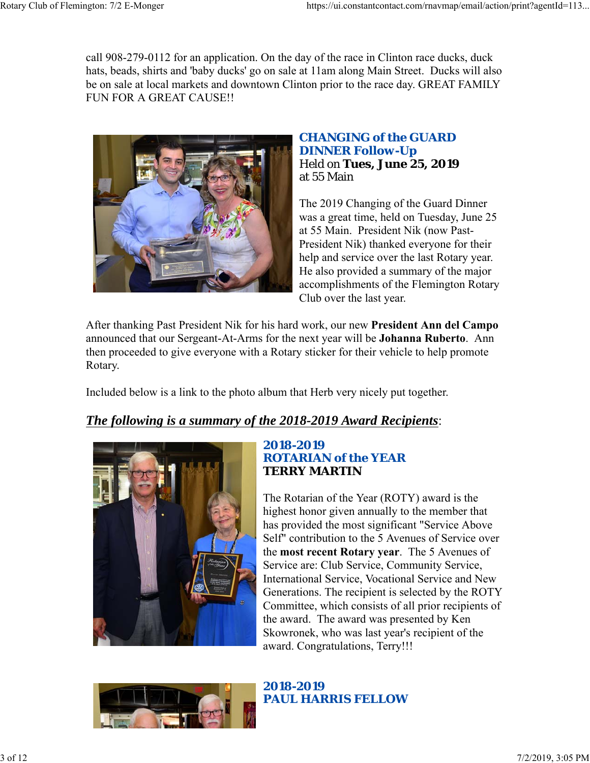call 908-279-0112 for an application. On the day of the race in Clinton race ducks, duck hats, beads, shirts and 'baby ducks' go on sale at 11am along Main Street. Ducks will also be on sale at local markets and downtown Clinton prior to the race day. GREAT FAMILY FUN FOR A GREAT CAUSE!!

## CHANGING of the GUARD DINNER Follow-Up

Held on **Tues, June 25, 2019** at 55 Main

The 2019 Changing of the Guard Dinner was a great time, held on Tuesday, June 25 at 55 Main. President Nik (now Past-President Nik) thanked everyone for their help and service over the last Rotary year. He also provided a summary of the major accomplishments of the Flemington Rotary Club over the last year.

After thanking Past President Nik for his hard work, our new **President Ann del Campo** announced that our Sergeant-At-Arms for the next year will be **Johanna Ruberto**. Ann then proceeded to give everyone with a Rotary sticker for their vehicle to help promote Rotary.

Included below is a link to the photo album that Herb very nicely put together.

***The following is a summary of the 2018-2019 Award Recipients***:

## 2018-2019 ROTARIAN of the YEAR

**TERRY MARTIN**

The Rotarian of the Year (ROTY) award is the highest honor given annually to the member that has provided the most significant "Service Above Self" contribution to the 5 Avenues of Service over the **most recent Rotary year**. The 5 Avenues of Service are: Club Service, Community Service, International Service, Vocational Service and New Generations. The recipient is selected by the ROTY Committee, which consists of all prior recipients of the award. The award was presented by Ken Skowronek, who was last year's recipient of the award. Congratulations, Terry!!!

## 2018-2019 PAUL HARRIS FELLOW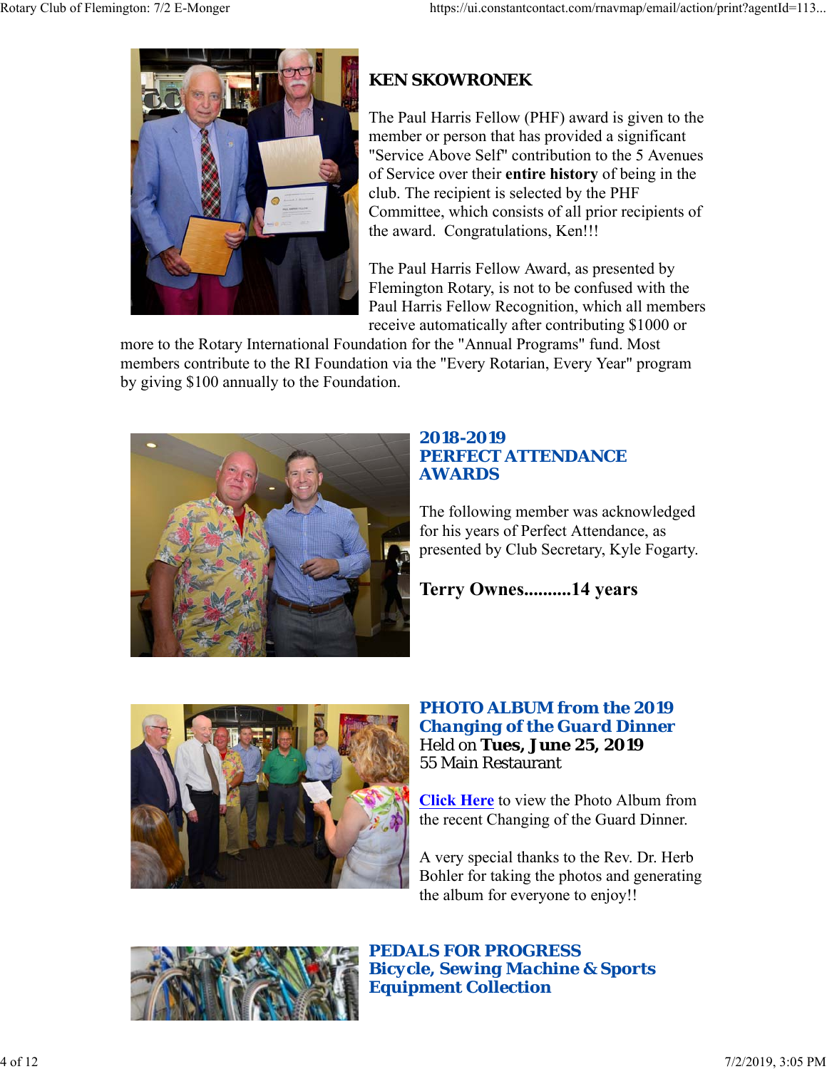## KEN SKOWRONEK

The Paul Harris Fellow (PHF) award is given to the member or person that has provided a significant "Service Above Self" contribution to the 5 Avenues of Service over their **entire history** of being in the club. The recipient is selected by the PHF Committee, which consists of all prior recipients of the award. Congratulations, Ken!!!

The Paul Harris Fellow Award, as presented by Flemington Rotary, is not to be confused with the Paul Harris Fellow Recognition, which all members receive automatically after contributing $1000 or more to the Rotary International Foundation for the "Annual Programs" fund. Most members contribute to the RI Foundation via the "Every Rotarian, Every Year" program by giving $100 annually to the Foundation.

## 2018-2019 PERFECT ATTENDANCE AWARDS

The following member was acknowledged for his years of Perfect Attendance, as presented by Club Secretary, Kyle Fogarty.

**Terry Ownes..........14 years**

## PHOTO ALBUM from the 2019 Changing of the Guard Dinner

Held on **Tues, June 25, 2019**
55 Main Restaurant

**Click Here** to view the Photo Album from the recent Changing of the Guard Dinner.

A very special thanks to the Rev. Dr. Herb Bohler for taking the photos and generating the album for everyone to enjoy!!

## PEDALS FOR PROGRESS Bicycle, Sewing Machine & Sports Equipment Collection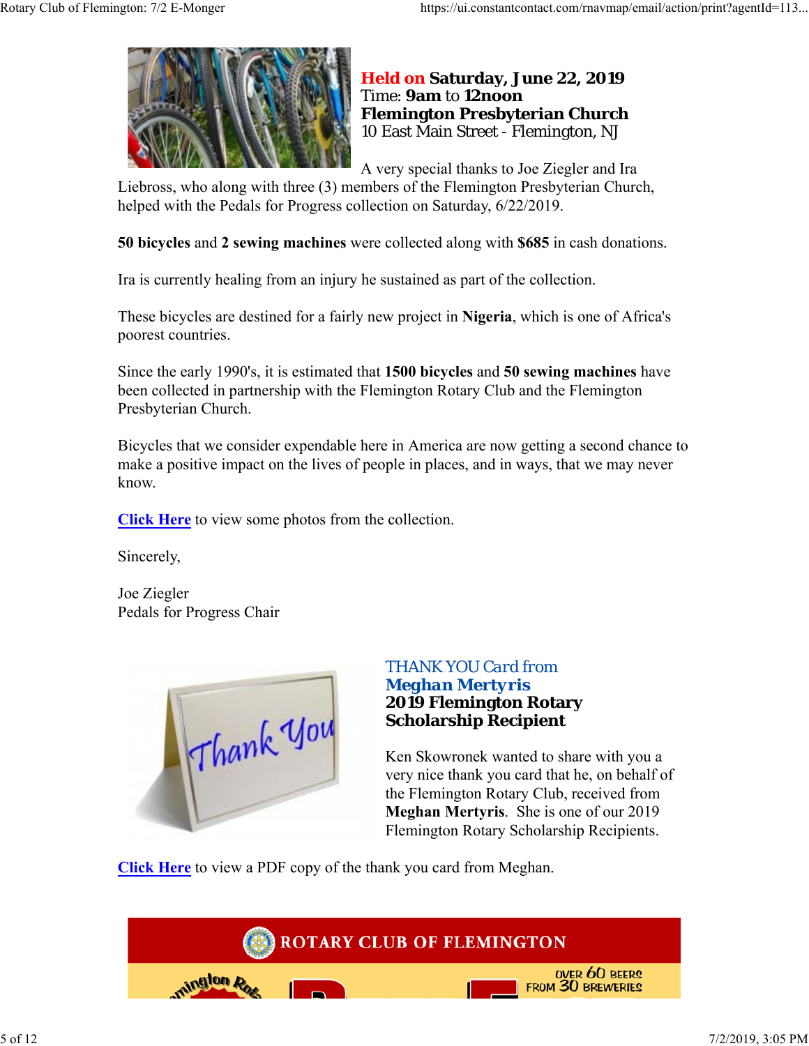**Held on Saturday, June 22, 2019**
Time: **9am** to **12noon**
**Flemington Presbyterian Church**
10 East Main Street - Flemington, NJ

A very special thanks to Joe Ziegler and Ira Liebross, who along with three (3) members of the Flemington Presbyterian Church, helped with the Pedals for Progress collection on Saturday, 6/22/2019.

**50 bicycles** and **2 sewing machines** were collected along with **$685** in cash donations.

Ira is currently healing from an injury he sustained as part of the collection.

These bicycles are destined for a fairly new project in **Nigeria**, which is one of Africa's poorest countries.

Since the early 1990's, it is estimated that **1500 bicycles** and **50 sewing machines** have been collected in partnership with the Flemington Rotary Club and the Flemington Presbyterian Church.

Bicycles that we consider expendable here in America are now getting a second chance to make a positive impact on the lives of people in places, and in ways, that we may never know.

**Click Here** to view some photos from the collection.

Sincerely,

Joe Ziegler
Pedals for Progress Chair

THANK YOU Card from
**Meghan Mertyris**
**2019 Flemington Rotary Scholarship Recipient**

Ken Skowronek wanted to share with you a very nice thank you card that he, on behalf of the Flemington Rotary Club, received from **Meghan Mertyris**. She is one of our 2019 Flemington Rotary Scholarship Recipients.

**Click Here** to view a PDF copy of the thank you card from Meghan.

ROTARY CLUB OF FLEMINGTON

OVER 60 BEERS FROM 30 BREWERIES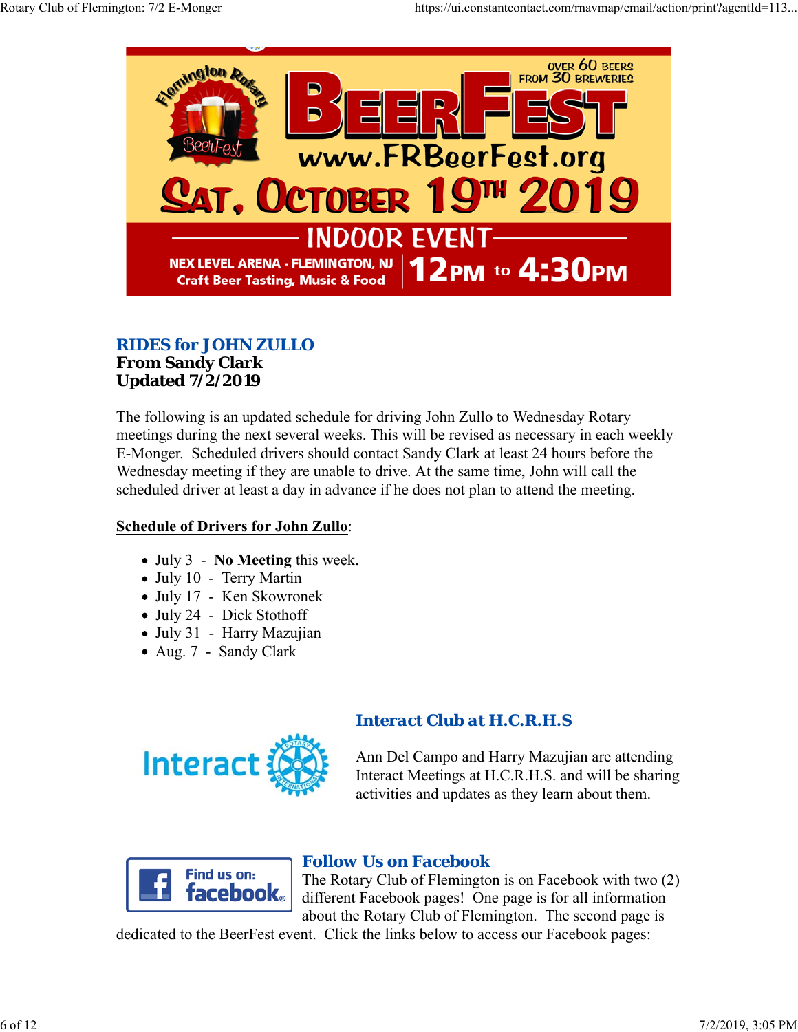BEERFEST

Flemington Rotary BeerFest

OVER 60 BEERS FROM 30 BREWERIES

www.FRBeerFest.org

SAT, OCTOBER 19TH 2019

INDOOR EVENT

NEX LEVEL ARENA - FLEMINGTON, NJ
Craft Beer Tasting, Music & Food

12PM to 4:30PM

## RIDES for JOHN ZULLO

**From Sandy Clark**
**Updated 7/2/2019**

The following is an updated schedule for driving John Zullo to Wednesday Rotary meetings during the next several weeks. This will be revised as necessary in each weekly E-Monger. Scheduled drivers should contact Sandy Clark at least 24 hours before the Wednesday meeting if they are unable to drive. At the same time, John will call the scheduled driver at least a day in advance if he does not plan to attend the meeting.

**Schedule of Drivers for John Zullo**:

- July 3 - **No Meeting** this week.
- July 10 - Terry Martin
- July 17 - Ken Skowronek
- July 24 - Dick Stothoff
- July 31 - Harry Mazujian
- Aug. 7 - Sandy Clark

## Interact Club at H.C.R.H.S

Ann Del Campo and Harry Mazujian are attending Interact Meetings at H.C.R.H.S. and will be sharing activities and updates as they learn about them.

## Follow Us on Facebook

The Rotary Club of Flemington is on Facebook with two (2) different Facebook pages! One page is for all information about the Rotary Club of Flemington. The second page is dedicated to the BeerFest event. Click the links below to access our Facebook pages: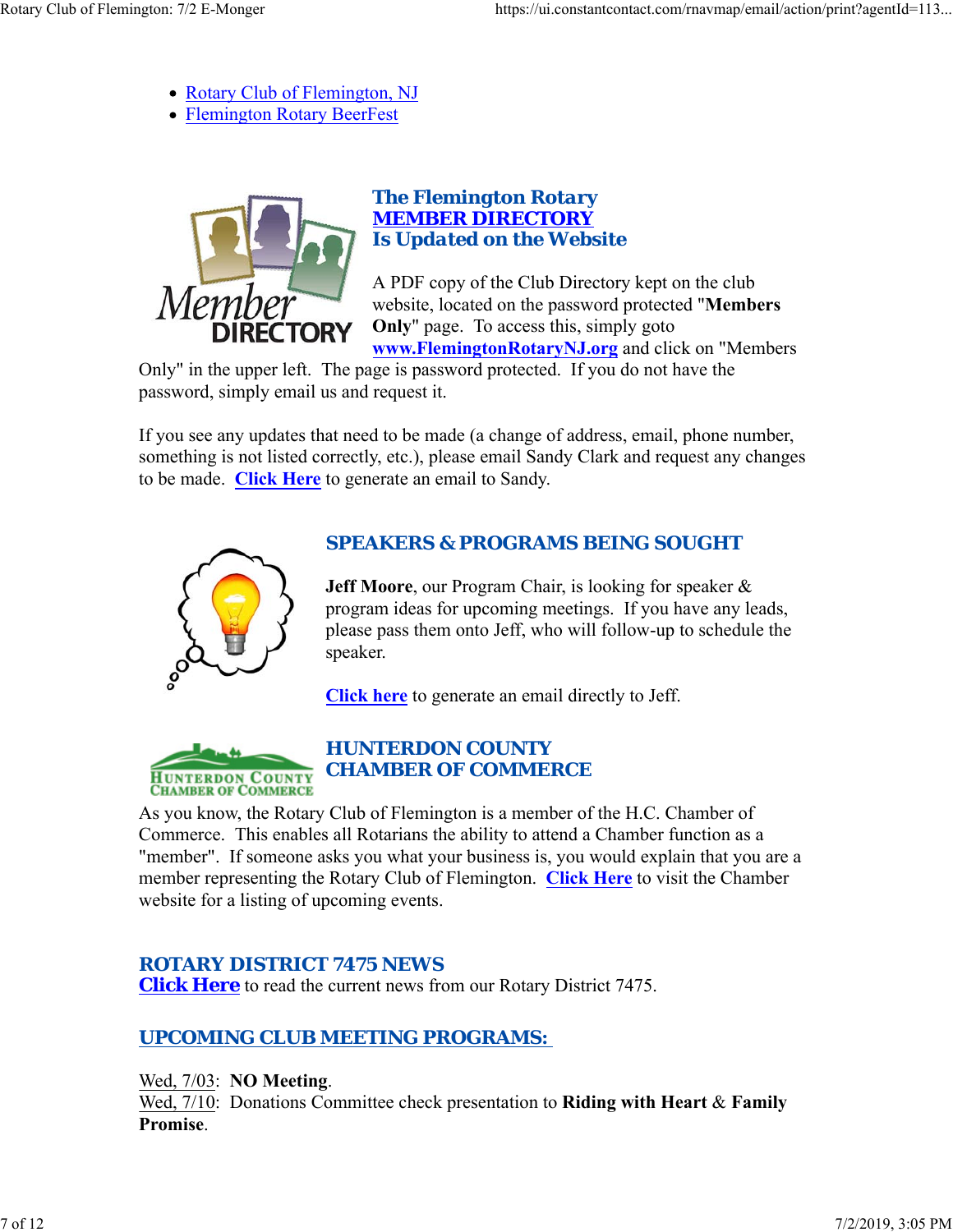- Rotary Club of Flemington, NJ
- Flemington Rotary BeerFest

## The Flemington Rotary MEMBER DIRECTORY Is Updated on the Website

A PDF copy of the Club Directory kept on the club website, located on the password protected "**Members Only**" page. To access this, simply goto **www.FlemingtonRotaryNJ.org** and click on "Members Only" in the upper left. The page is password protected. If you do not have the password, simply email us and request it.

If you see any updates that need to be made (a change of address, email, phone number, something is not listed correctly, etc.), please email Sandy Clark and request any changes to be made. **Click Here** to generate an email to Sandy.

## SPEAKERS & PROGRAMS BEING SOUGHT

**Jeff Moore**, our Program Chair, is looking for speaker & program ideas for upcoming meetings. If you have any leads, please pass them onto Jeff, who will follow-up to schedule the speaker.

**Click here** to generate an email directly to Jeff.

## HUNTERDON COUNTY CHAMBER OF COMMERCE

As you know, the Rotary Club of Flemington is a member of the H.C. Chamber of Commerce. This enables all Rotarians the ability to attend a Chamber function as a "member". If someone asks you what your business is, you would explain that you are a member representing the Rotary Club of Flemington. **Click Here** to visit the Chamber website for a listing of upcoming events.

## ROTARY DISTRICT 7475 NEWS

**Click Here** to read the current news from our Rotary District 7475.

## UPCOMING CLUB MEETING PROGRAMS:

Wed, 7/03: **NO Meeting**.
Wed, 7/10: Donations Committee check presentation to **Riding with Heart** & **Family Promise**.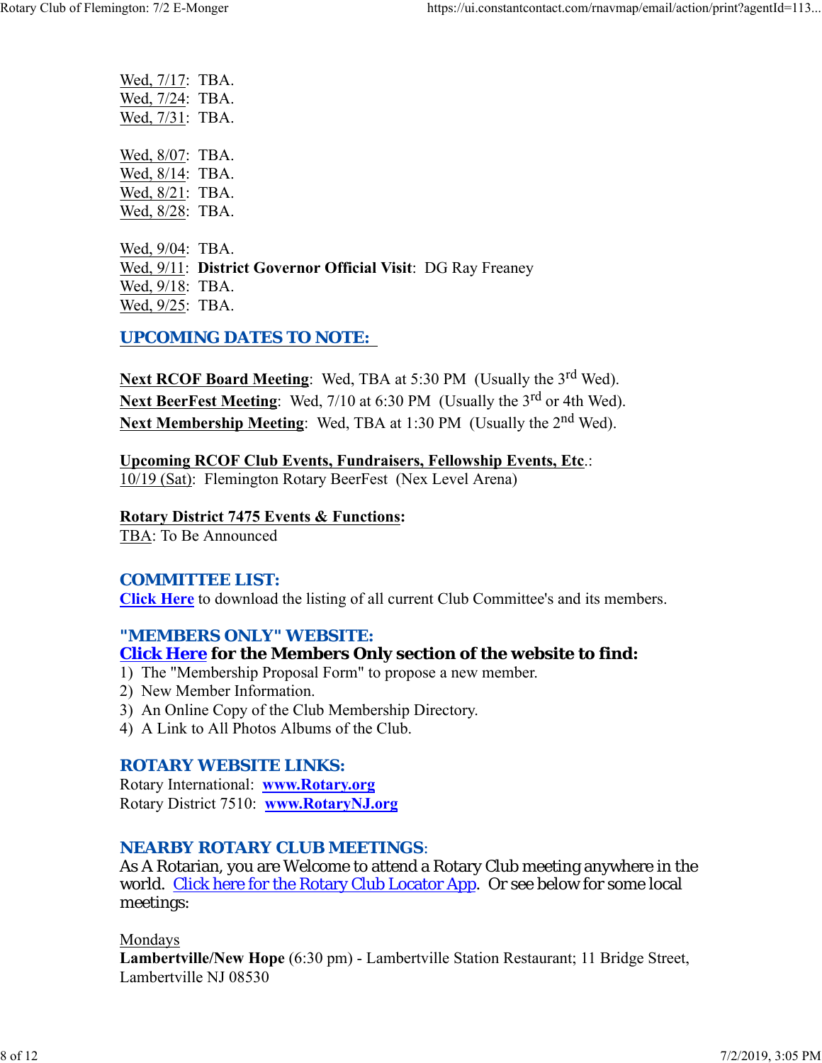Wed, 7/17: TBA.
Wed, 7/24: TBA.
Wed, 7/31: TBA.

Wed, 8/07: TBA.
Wed, 8/14: TBA.
Wed, 8/21: TBA.
Wed, 8/28: TBA.

Wed, 9/04: TBA.
Wed, 9/11: **District Governor Official Visit**: DG Ray Freaney
Wed, 9/18: TBA.
Wed, 9/25: TBA.

## UPCOMING DATES TO NOTE:

**Next RCOF Board Meeting**: Wed, TBA at 5:30 PM (Usually the 3rd Wed).
**Next BeerFest Meeting**: Wed, 7/10 at 6:30 PM (Usually the 3rd or 4th Wed).
**Next Membership Meeting**: Wed, TBA at 1:30 PM (Usually the 2nd Wed).

**Upcoming RCOF Club Events, Fundraisers, Fellowship Events, Etc.**:
10/19 (Sat): Flemington Rotary BeerFest (Nex Level Arena)

**Rotary District 7475 Events & Functions:**
TBA: To Be Announced

## COMMITTEE LIST:

**Click Here** to download the listing of all current Club Committee's and its members.

## "MEMBERS ONLY" WEBSITE:

**Click Here for the Members Only section of the website to find:**
1) The "Membership Proposal Form" to propose a new member.
2) New Member Information.
3) An Online Copy of the Club Membership Directory.
4) A Link to All Photos Albums of the Club.

## ROTARY WEBSITE LINKS:

Rotary International: **www.Rotary.org**
Rotary District 7510: **www.RotaryNJ.org**

## NEARBY ROTARY CLUB MEETINGS:

As A Rotarian, you are Welcome to attend a Rotary Club meeting anywhere in the world. Click here for the Rotary Club Locator App. Or see below for some local meetings:

Mondays
**Lambertville/New Hope** (6:30 pm) - Lambertville Station Restaurant; 11 Bridge Street, Lambertville NJ 08530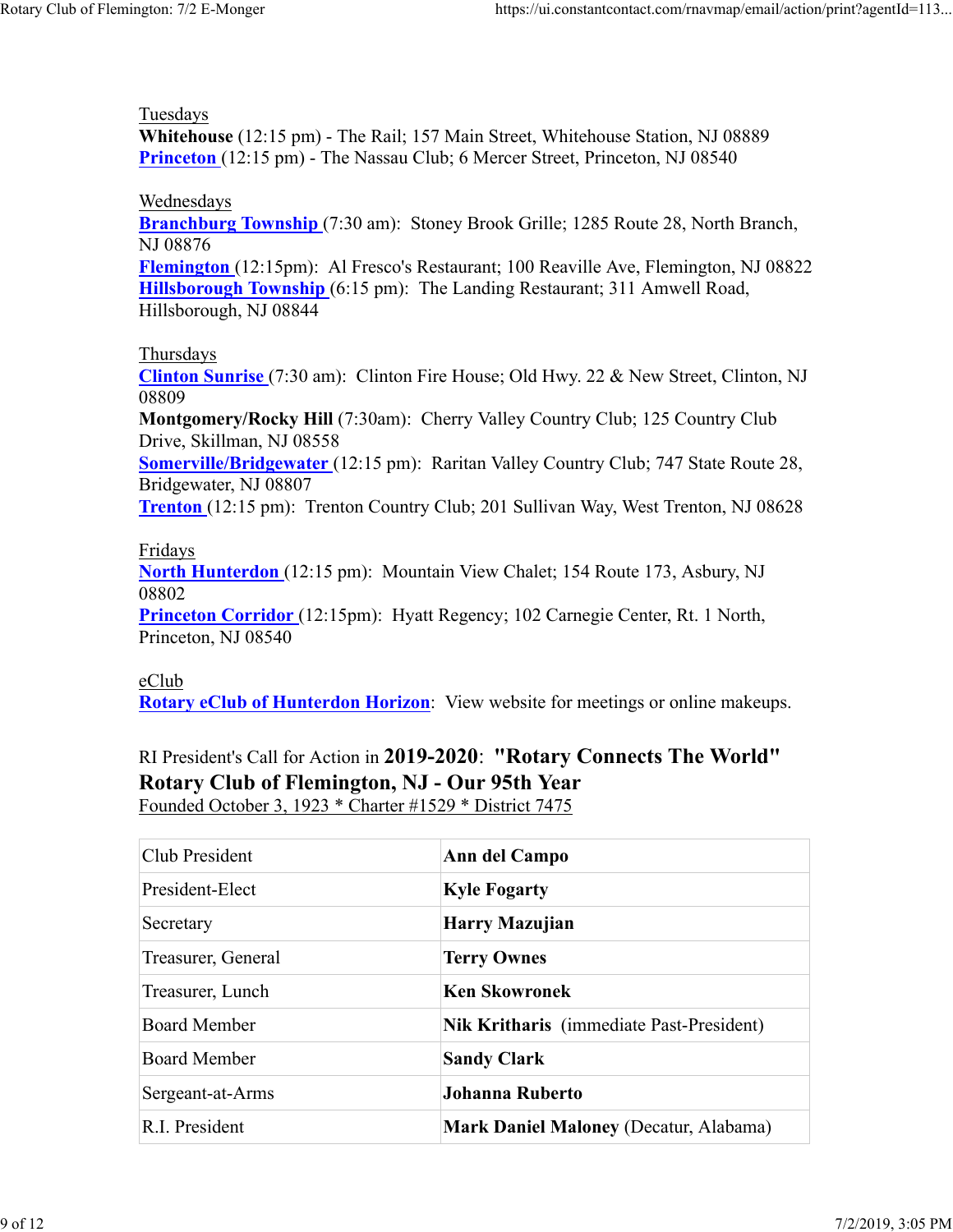Tuesdays
**Whitehouse** (12:15 pm) - The Rail; 157 Main Street, Whitehouse Station, NJ 08889
**Princeton** (12:15 pm) - The Nassau Club; 6 Mercer Street, Princeton, NJ 08540

Wednesdays
**Branchburg Township** (7:30 am): Stoney Brook Grille; 1285 Route 28, North Branch, NJ 08876
**Flemington** (12:15pm): Al Fresco's Restaurant; 100 Reaville Ave, Flemington, NJ 08822
**Hillsborough Township** (6:15 pm): The Landing Restaurant; 311 Amwell Road, Hillsborough, NJ 08844

Thursdays
**Clinton Sunrise** (7:30 am): Clinton Fire House; Old Hwy. 22 & New Street, Clinton, NJ 08809
**Montgomery/Rocky Hill** (7:30am): Cherry Valley Country Club; 125 Country Club Drive, Skillman, NJ 08558
**Somerville/Bridgewater** (12:15 pm): Raritan Valley Country Club; 747 State Route 28, Bridgewater, NJ 08807
**Trenton** (12:15 pm): Trenton Country Club; 201 Sullivan Way, West Trenton, NJ 08628

Fridays
**North Hunterdon** (12:15 pm): Mountain View Chalet; 154 Route 173, Asbury, NJ 08802
**Princeton Corridor** (12:15pm): Hyatt Regency; 102 Carnegie Center, Rt. 1 North, Princeton, NJ 08540

eClub
**Rotary eClub of Hunterdon Horizon**: View website for meetings or online makeups.

RI President's Call for Action in **2019-2020**: **"Rotary Connects The World"**
**Rotary Club of Flemington, NJ - Our 95th Year**
Founded October 3, 1923 * Charter #1529 * District 7475

| Club President | **Ann del Campo** |
|---|---|
| President-Elect | **Kyle Fogarty** |
| Secretary | **Harry Mazujian** |
| Treasurer, General | **Terry Ownes** |
| Treasurer, Lunch | **Ken Skowronek** |
| Board Member | **Nik Kritharis** (immediate Past-President) |
| Board Member | **Sandy Clark** |
| Sergeant-at-Arms | **Johanna Ruberto** |
| R.I. President | **Mark Daniel Maloney** (Decatur, Alabama) |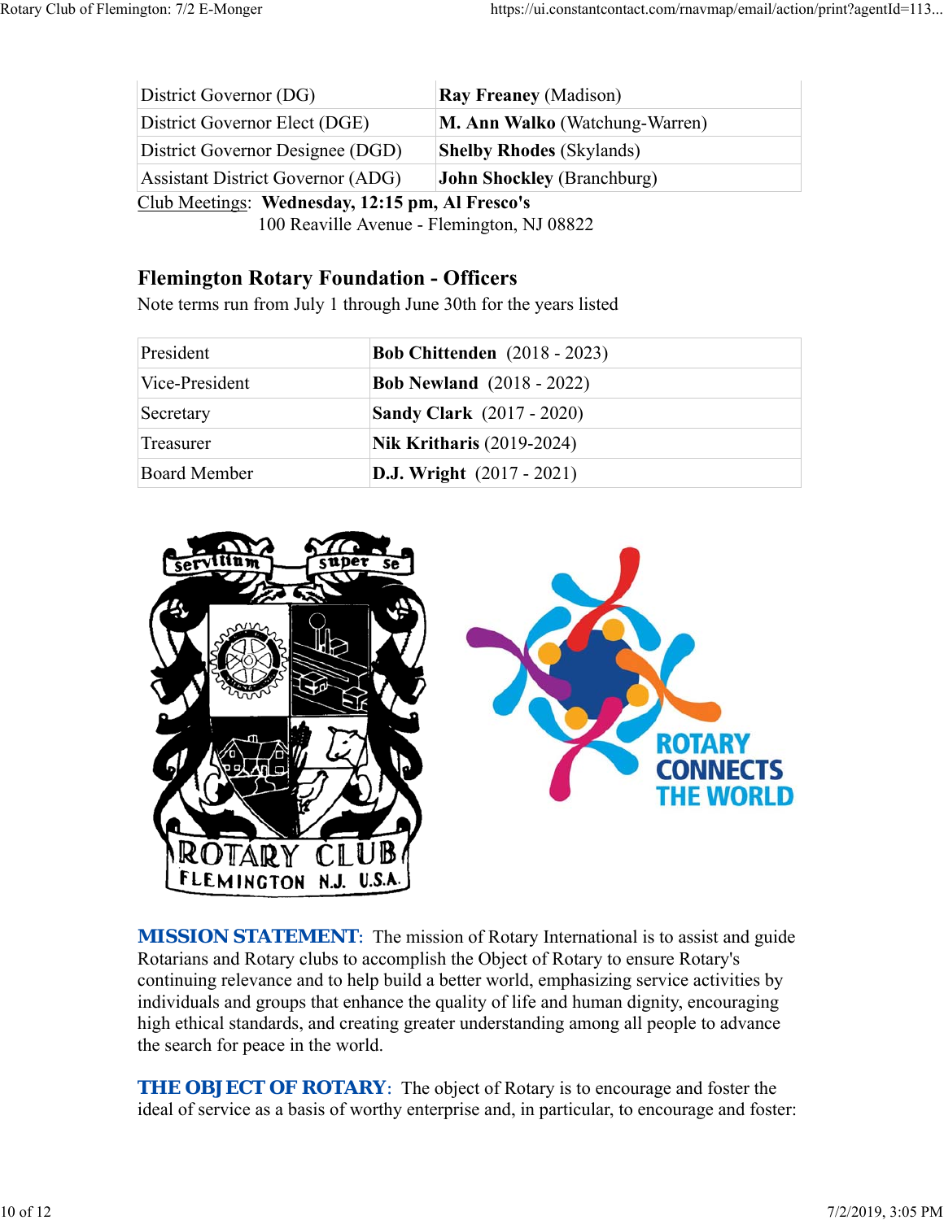| District Governor (DG) | **Ray Freaney** (Madison) |
| --- | --- |
| District Governor Elect (DGE) | **M. Ann Walko** (Watchung-Warren) |
| District Governor Designee (DGD) | **Shelby Rhodes** (Skylands) |
| Assistant District Governor (ADG) | **John Shockley** (Branchburg) |

Club Meetings: **Wednesday, 12:15 pm, Al Fresco's**
100 Reaville Avenue - Flemington, NJ 08822

### Flemington Rotary Foundation - Officers

Note terms run from July 1 through June 30th for the years listed

| President | **Bob Chittenden** (2018 - 2023) |
| --- | --- |
| Vice-President | **Bob Newland** (2018 - 2022) |
| Secretary | **Sandy Clark** (2017 - 2020) |
| Treasurer | **Nik Kritharis** (2019-2024) |
| Board Member | **D.J. Wright** (2017 - 2021) |

**MISSION STATEMENT**: The mission of Rotary International is to assist and guide Rotarians and Rotary clubs to accomplish the Object of Rotary to ensure Rotary's continuing relevance and to help build a better world, emphasizing service activities by individuals and groups that enhance the quality of life and human dignity, encouraging high ethical standards, and creating greater understanding among all people to advance the search for peace in the world.

**THE OBJECT OF ROTARY**: The object of Rotary is to encourage and foster the ideal of service as a basis of worthy enterprise and, in particular, to encourage and foster: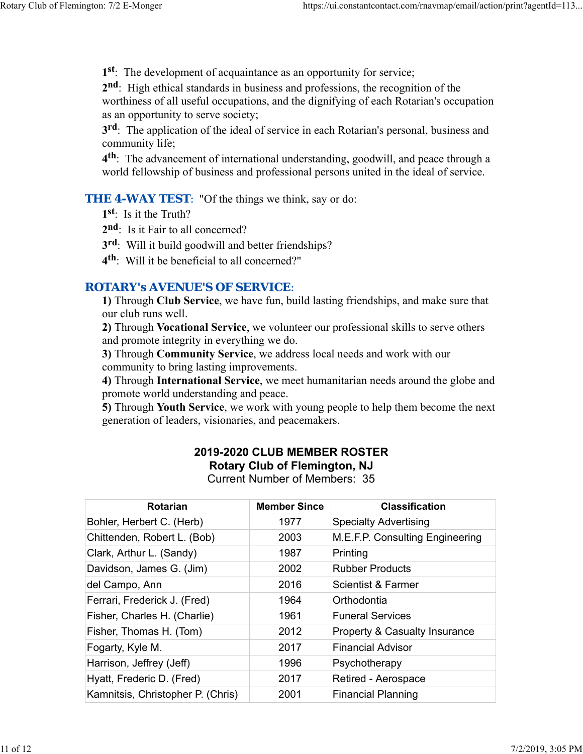1st: The development of acquaintance as an opportunity for service;
2nd: High ethical standards in business and professions, the recognition of the worthiness of all useful occupations, and the dignifying of each Rotarian's occupation as an opportunity to serve society;
3rd: The application of the ideal of service in each Rotarian's personal, business and community life;
4th: The advancement of international understanding, goodwill, and peace through a world fellowship of business and professional persons united in the ideal of service.

**THE 4-WAY TEST**: "Of the things we think, say or do:
1st: Is it the Truth?
2nd: Is it Fair to all concerned?
3rd: Will it build goodwill and better friendships?
4th: Will it be beneficial to all concerned?"

**ROTARY's AVENUE'S OF SERVICE**:
**1)** Through **Club Service**, we have fun, build lasting friendships, and make sure that our club runs well.
**2)** Through **Vocational Service**, we volunteer our professional skills to serve others and promote integrity in everything we do.
**3)** Through **Community Service**, we address local needs and work with our community to bring lasting improvements.
**4)** Through **International Service**, we meet humanitarian needs around the globe and promote world understanding and peace.
**5)** Through **Youth Service**, we work with young people to help them become the next generation of leaders, visionaries, and peacemakers.

**2019-2020 CLUB MEMBER ROSTER**
**Rotary Club of Flemington, NJ**
Current Number of Members: 35

| Rotarian | Member Since | Classification |
|---|---|---|
| Bohler, Herbert C. (Herb) | 1977 | Specialty Advertising |
| Chittenden, Robert L. (Bob) | 2003 | M.E.F.P. Consulting Engineering |
| Clark, Arthur L. (Sandy) | 1987 | Printing |
| Davidson, James G. (Jim) | 2002 | Rubber Products |
| del Campo, Ann | 2016 | Scientist & Farmer |
| Ferrari, Frederick J. (Fred) | 1964 | Orthodontia |
| Fisher, Charles H. (Charlie) | 1961 | Funeral Services |
| Fisher, Thomas H. (Tom) | 2012 | Property & Casualty Insurance |
| Fogarty, Kyle M. | 2017 | Financial Advisor |
| Harrison, Jeffrey (Jeff) | 1996 | Psychotherapy |
| Hyatt, Frederic D. (Fred) | 2017 | Retired - Aerospace |
| Kamnitsis, Christopher P. (Chris) | 2001 | Financial Planning |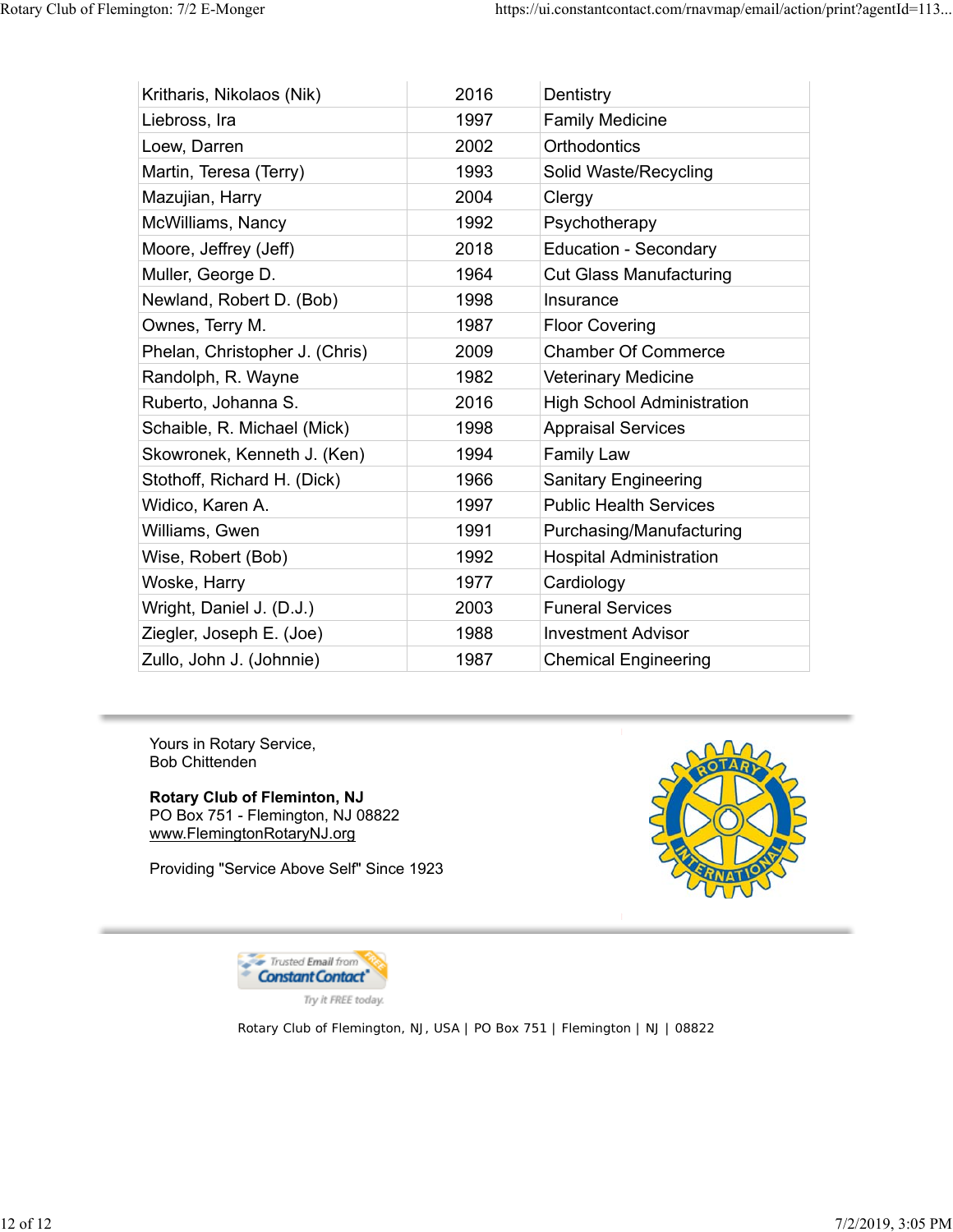| | | |
|---|---|---|
| Kritharis, Nikolaos (Nik) | 2016 | Dentistry |
| Liebross, Ira | 1997 | Family Medicine |
| Loew, Darren | 2002 | Orthodontics |
| Martin, Teresa (Terry) | 1993 | Solid Waste/Recycling |
| Mazujian, Harry | 2004 | Clergy |
| McWilliams, Nancy | 1992 | Psychotherapy |
| Moore, Jeffrey (Jeff) | 2018 | Education - Secondary |
| Muller, George D. | 1964 | Cut Glass Manufacturing |
| Newland, Robert D. (Bob) | 1998 | Insurance |
| Ownes, Terry M. | 1987 | Floor Covering |
| Phelan, Christopher J. (Chris) | 2009 | Chamber Of Commerce |
| Randolph, R. Wayne | 1982 | Veterinary Medicine |
| Ruberto, Johanna S. | 2016 | High School Administration |
| Schaible, R. Michael (Mick) | 1998 | Appraisal Services |
| Skowronek, Kenneth J. (Ken) | 1994 | Family Law |
| Stothoff, Richard H. (Dick) | 1966 | Sanitary Engineering |
| Widico, Karen A. | 1997 | Public Health Services |
| Williams, Gwen | 1991 | Purchasing/Manufacturing |
| Wise, Robert (Bob) | 1992 | Hospital Administration |
| Woske, Harry | 1977 | Cardiology |
| Wright, Daniel J. (D.J.) | 2003 | Funeral Services |
| Ziegler, Joseph E. (Joe) | 1988 | Investment Advisor |
| Zullo, John J. (Johnnie) | 1987 | Chemical Engineering |

Yours in Rotary Service,
Bob Chittenden

**Rotary Club of Fleminton, NJ**
PO Box 751 - Flemington, NJ 08822
www.FlemingtonRotaryNJ.org

Providing "Service Above Self" Since 1923

Trusted Email from Constant Contact
Try it FREE today.

Rotary Club of Flemington, NJ, USA | PO Box 751 | Flemington | NJ | 08822